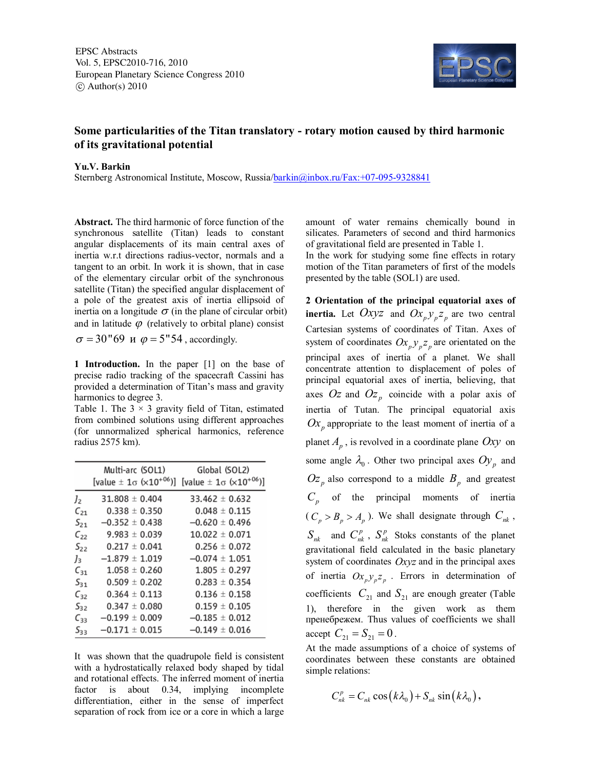EPSC Abstracts
Vol. 5, EPSC2010-716, 2010
European Planetary Science Congress 2010
© Author(s) 2010

# Some particularities of the Titan translatory - rotary motion caused by third harmonic of its gravitational potential

**Yu.V. Barkin**
Sternberg Astronomical Institute, Moscow, Russia/barkin@inbox.ru/Fax:+07-095-9328841

**Abstract.** The third harmonic of force function of the synchronous satellite (Titan) leads to constant angular displacements of its main central axes of inertia w.r.t directions radius-vector, normals and a tangent to an orbit. In work it is shown, that in case of the elementary circular orbit of the synchronous satellite (Titan) the specified angular displacement of a pole of the greatest axis of inertia ellipsoid of inertia on a longitude $\sigma$ (in the plane of circular orbit) and in latitude $\varphi$ (relatively to orbital plane) consist $\sigma = 30''69$ и $\varphi = 5''54$, accordingly.

**1 Introduction.** In the paper [1] on the base of precise radio tracking of the spacecraft Cassini has provided a determination of Titan's mass and gravity harmonics to degree 3.

Table 1. The 3 × 3 gravity field of Titan, estimated from combined solutions using different approaches (for unnormalized spherical harmonics, reference radius 2575 km).

| | Multi-arc (SOL1) [value ± 1σ (×10$^{+06}$)] | Global (SOL2) [value ± 1σ (×10$^{+06}$)] |
|---|---|---|
| $J_2$ | 31.808 ± 0.404 | 33.462 ± 0.632 |
| $C_{21}$ | 0.338 ± 0.350 | 0.048 ± 0.115 |
| $S_{21}$ | −0.352 ± 0.438 | −0.620 ± 0.496 |
| $C_{22}$ | 9.983 ± 0.039 | 10.022 ± 0.071 |
| $S_{22}$ | 0.217 ± 0.041 | 0.256 ± 0.072 |
| $J_3$ | −1.879 ± 1.019 | −0.074 ± 1.051 |
| $C_{31}$ | 1.058 ± 0.260 | 1.805 ± 0.297 |
| $S_{31}$ | 0.509 ± 0.202 | 0.283 ± 0.354 |
| $C_{32}$ | 0.364 ± 0.113 | 0.136 ± 0.158 |
| $S_{32}$ | 0.347 ± 0.080 | 0.159 ± 0.105 |
| $C_{33}$ | −0.199 ± 0.009 | −0.185 ± 0.012 |
| $S_{33}$ | −0.171 ± 0.015 | −0.149 ± 0.016 |

It was shown that the quadrupole field is consistent with a hydrostatically relaxed body shaped by tidal and rotational effects. The inferred moment of inertia factor is about 0.34, implying incomplete differentiation, either in the sense of imperfect separation of rock from ice or a core in which a large amount of water remains chemically bound in silicates. Parameters of second and third harmonics of gravitational field are presented in Table 1.

In the work for studying some fine effects in rotary motion of the Titan parameters of first of the models presented by the table (SOL1) are used.

**2 Orientation of the principal equatorial axes of inertia.** Let $Oxyz$ and $Ox_p y_p z_p$ are two central Cartesian systems of coordinates of Titan. Axes of system of coordinates $Ox_p y_p z_p$ are orientated on the principal axes of inertia of a planet. We shall concentrate attention to displacement of poles of principal equatorial axes of inertia, believing, that axes $Oz$ and $Oz_p$ coincide with a polar axis of inertia of Tutan. The principal equatorial axis $Ox_p$ appropriate to the least moment of inertia of a planet $A_p$, is revolved in a coordinate plane $Oxy$ on some angle $\lambda_0$. Other two principal axes $Oy_p$ and $Oz_p$ also correspond to a middle $B_p$ and greatest $C_p$ of the principal moments of inertia ($C_p > B_p > A_p$). We shall designate through $C_{nk}$, $S_{nk}$ and $C^p_{nk}$, $S^p_{nk}$ Stoks constants of the planet gravitational field calculated in the basic planetary system of coordinates $Oxyz$ and in the principal axes of inertia $Ox_p y_p z_p$. Errors in determination of coefficients $C_{21}$ and $S_{21}$ are enough greater (Table 1), therefore in the given work as them пренебрежем. Thus values of coefficients we shall accept $C_{21} = S_{21} = 0$.

At the made assumptions of a choice of systems of coordinates between these constants are obtained simple relations:

$$C^p_{nk} = C_{nk}\cos(k\lambda_0) + S_{nk}\sin(k\lambda_0),$$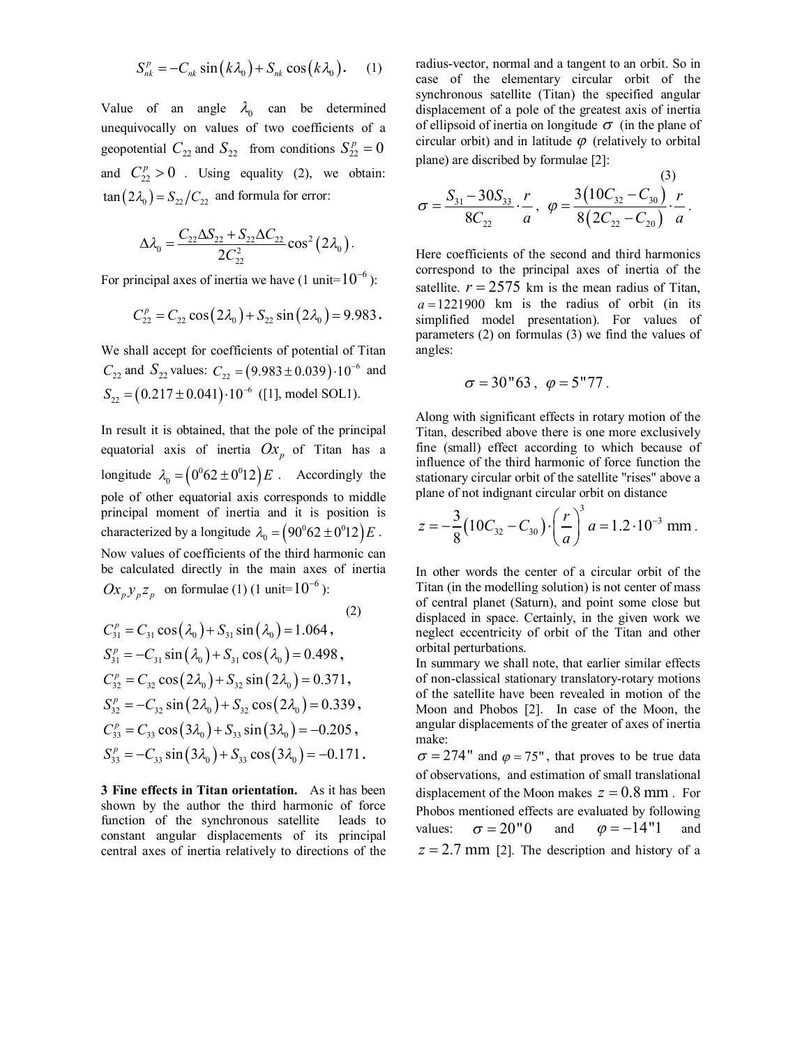$$S_{nk}^{p} = -C_{nk} \sin\left(k\lambda_0\right) + S_{nk} \cos\left(k\lambda_0\right). \quad (1)$$

Value of an angle $\lambda_0$ can be determined unequivocally on values of two coefficients of a geopotential $C_{22}$ and $S_{22}$ from conditions $S_{22}^{p} = 0$ and $C_{22}^{p} > 0$ . Using equality (2), we obtain: $\tan\left(2\lambda_0\right) = S_{22}/C_{22}$ and formula for error:

$$\Delta\lambda_0 = \frac{C_{22}\Delta S_{22} + S_{22}\Delta C_{22}}{2C_{22}^{2}} \cos^{2}\left(2\lambda_0\right).$$

For principal axes of inertia we have (1 unit=$10^{-6}$):

$$C_{22}^{p} = C_{22}\cos\left(2\lambda_0\right) + S_{22}\sin\left(2\lambda_0\right) = 9.983.$$

We shall accept for coefficients of potential of Titan $C_{22}$ and $S_{22}$ values: $C_{22} = \left(9.983 \pm 0.039\right)\cdot 10^{-6}$ and $S_{22} = \left(0.217 \pm 0.041\right)\cdot 10^{-6}$ ([1], model SOL1).

In result it is obtained, that the pole of the principal equatorial axis of inertia $Ox_p$ of Titan has a longitude $\lambda_0 = \left(0^0 62 \pm 0^0 12\right)E$ . Accordingly the pole of other equatorial axis corresponds to middle principal moment of inertia and it is position is characterized by a longitude $\lambda_0 = \left(90^0 62 \pm 0^0 12\right)E$ . Now values of coefficients of the third harmonic can be calculated directly in the main axes of inertia $Ox_p y_p z_p$ on formulae (1) (1 unit=$10^{-6}$):

$$
\begin{aligned}
C_{31}^{p} &= C_{31}\cos\left(\lambda_0\right) + S_{31}\sin\left(\lambda_0\right) = 1.064, \\
S_{31}^{p} &= -C_{31}\sin\left(\lambda_0\right) + S_{31}\cos\left(\lambda_0\right) = 0.498, \\
C_{32}^{p} &= C_{32}\cos\left(2\lambda_0\right) + S_{32}\sin\left(2\lambda_0\right) = 0.371, \\
S_{32}^{p} &= -C_{32}\sin\left(2\lambda_0\right) + S_{32}\cos\left(2\lambda_0\right) = 0.339, \\
C_{33}^{p} &= C_{33}\cos\left(3\lambda_0\right) + S_{33}\sin\left(3\lambda_0\right) = -0.205, \\
S_{33}^{p} &= -C_{33}\sin\left(3\lambda_0\right) + S_{33}\cos\left(3\lambda_0\right) = -0.171.
\end{aligned} \quad (2)
$$

**3 Fine effects in Titan orientation.** As it has been shown by the author the third harmonic of force function of the synchronous satellite leads to constant angular displacements of its principal central axes of inertia relatively to directions of the radius-vector, normal and a tangent to an orbit. So in case of the elementary circular orbit of the synchronous satellite (Titan) the specified angular displacement of a pole of the greatest axis of inertia of ellipsoid of inertia on longitude $\sigma$ (in the plane of circular orbit) and in latitude $\varphi$ (relatively to orbital plane) are discribed by formulae [2]:

$$\sigma = \frac{S_{31} - 30S_{33}}{8C_{22}} \cdot \frac{r}{a}, \quad \varphi = \frac{3\left(10C_{32} - C_{30}\right)}{8\left(2C_{22} - C_{20}\right)} \cdot \frac{r}{a}. \quad (3)$$

Here coefficients of the second and third harmonics correspond to the principal axes of inertia of the satellite. $r = 2575$ km is the mean radius of Titan, $a = 1221900$ km is the radius of orbit (in its simplified model presentation). For values of parameters (2) on formulas (3) we find the values of angles:

$$\sigma = 30"63, \quad \varphi = 5"77.$$

Along with significant effects in rotary motion of the Titan, described above there is one more exclusively fine (small) effect according to which because of influence of the third harmonic of force function the stationary circular orbit of the satellite "rises" above a plane of not indignant circular orbit on distance

$$z = -\frac{3}{8}\left(10C_{32} - C_{30}\right)\cdot\left(\frac{r}{a}\right)^{3} a = 1.2\cdot 10^{-3} \text{ mm}.$$

In other words the center of a circular orbit of the Titan (in the modelling solution) is not center of mass of central planet (Saturn), and point some close but displaced in space. Certainly, in the given work we neglect eccentricity of orbit of the Titan and other orbital perturbations.

In summary we shall note, that earlier similar effects of non-classical stationary translatory-rotary motions of the satellite have been revealed in motion of the Moon and Phobos [2]. In case of the Moon, the angular displacements of the greater of axes of inertia make:

$\sigma = 274"$ and $\varphi = 75"$, that proves to be true data of observations, and estimation of small translational displacement of the Moon makes $z = 0.8$ mm . For Phobos mentioned effects are evaluated by following values: $\sigma = 20"0$ and $\varphi = -14"1$ and $z = 2.7$ mm [2]. The description and history of a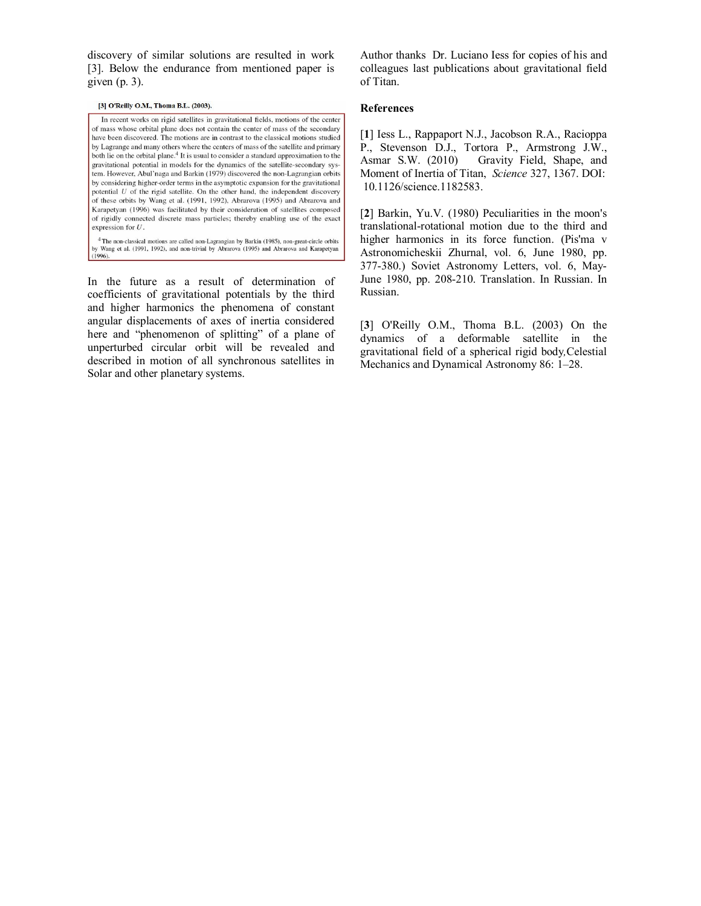discovery of similar solutions are resulted in work [3]. Below the endurance from mentioned paper is given (p. 3).

**[3] O'Reilly O.M., Thoma B.L. (2003).**

> In recent works on rigid satellites in gravitational fields, motions of the center of mass whose orbital plane does not contain the center of mass of the secondary have been discovered. The motions are in contrast to the classical motions studied by Lagrange and many others where the centers of mass of the satellite and primary both lie on the orbital plane.[4] It is usual to consider a standard approximation to the gravitational potential in models for the dynamics of the satellite-secondary system. However, Abul'naga and Barkin (1979) discovered the non-Lagrangian orbits by considering higher-order terms in the asymptotic expansion for the gravitational potential $U$ of the rigid satellite. On the other hand, the independent discovery of these orbits by Wang et al. (1991, 1992), Abrarova (1995) and Abrarova and Karapetyan (1996) was facilitated by their consideration of satellites composed of rigidly connected discrete mass particles; thereby enabling use of the exact expression for $U$.
>
> [4] The non-classical motions are called non-Lagrangian by Barkin (1985), non-great-circle orbits by Wang et al. (1991, 1992), and non-trivial by Abrarova (1995) and Abrarova and Karapetyan (1996).

In the future as a result of determination of coefficients of gravitational potentials by the third and higher harmonics the phenomena of constant angular displacements of axes of inertia considered here and "phenomenon of splitting" of a plane of unperturbed circular orbit will be revealed and described in motion of all synchronous satellites in Solar and other planetary systems.

Author thanks Dr. Luciano Iess for copies of his and colleagues last publications about gravitational field of Titan.

**References**

[**1**] Iess L., Rappaport N.J., Jacobson R.A., Racioppa P., Stevenson D.J., Tortora P., Armstrong J.W., Asmar S.W. (2010) Gravity Field, Shape, and Moment of Inertia of Titan, *Science* 327, 1367. DOI: 10.1126/science.1182583.

[**2**] Barkin, Yu.V. (1980) Peculiarities in the moon's translational-rotational motion due to the third and higher harmonics in its force function. (Pis'ma v Astronomicheskii Zhurnal, vol. 6, June 1980, pp. 377-380.) Soviet Astronomy Letters, vol. 6, May-June 1980, pp. 208-210. Translation. In Russian. In Russian.

[**3**] O'Reilly O.M., Thoma B.L. (2003) On the dynamics of a deformable satellite in the gravitational field of a spherical rigid body, Celestial Mechanics and Dynamical Astronomy 86: 1–28.